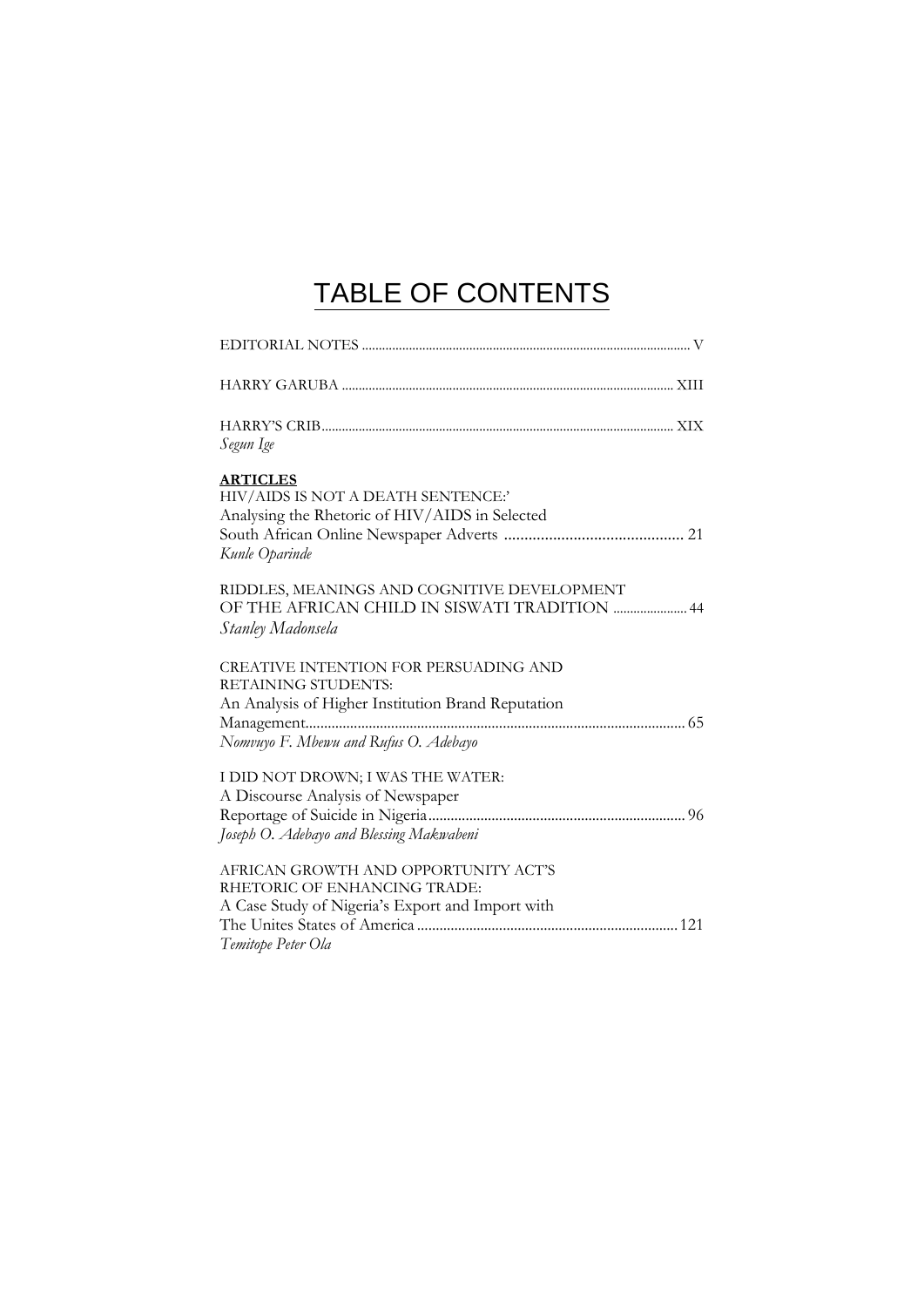# TABLE OF CONTENTS

EDITORIAL NOTES ................................................................................................ V

HARRY GARUBA ................................................................................................ XIII

HARRY'S CRIB ................................................................................................ XIX
*Segun Ige*

**ARTICLES**

HIV/AIDS IS NOT A DEATH SENTENCE:'
Analysing the Rhetoric of HIV/AIDS in Selected
South African Online Newspaper Adverts ............................................ 21
*Kunle Oparinde*

RIDDLES, MEANINGS AND COGNITIVE DEVELOPMENT
OF THE AFRICAN CHILD IN SISWATI TRADITION ...................... 44
*Stanley Madonsela*

CREATIVE INTENTION FOR PERSUADING AND
RETAINING STUDENTS:
An Analysis of Higher Institution Brand Reputation
Management.................................................................................................. 65
*Nomvuyo F. Mbewu and Rufus O. Adebayo*

I DID NOT DROWN; I WAS THE WATER:
A Discourse Analysis of Newspaper
Reportage of Suicide in Nigeria.................................................................. 96
*Joseph O. Adebayo and Blessing Makwabeni*

AFRICAN GROWTH AND OPPORTUNITY ACT'S
RHETORIC OF ENHANCING TRADE:
A Case Study of Nigeria's Export and Import with
The Unites States of America ..................................................................... 121
*Temitope Peter Ola*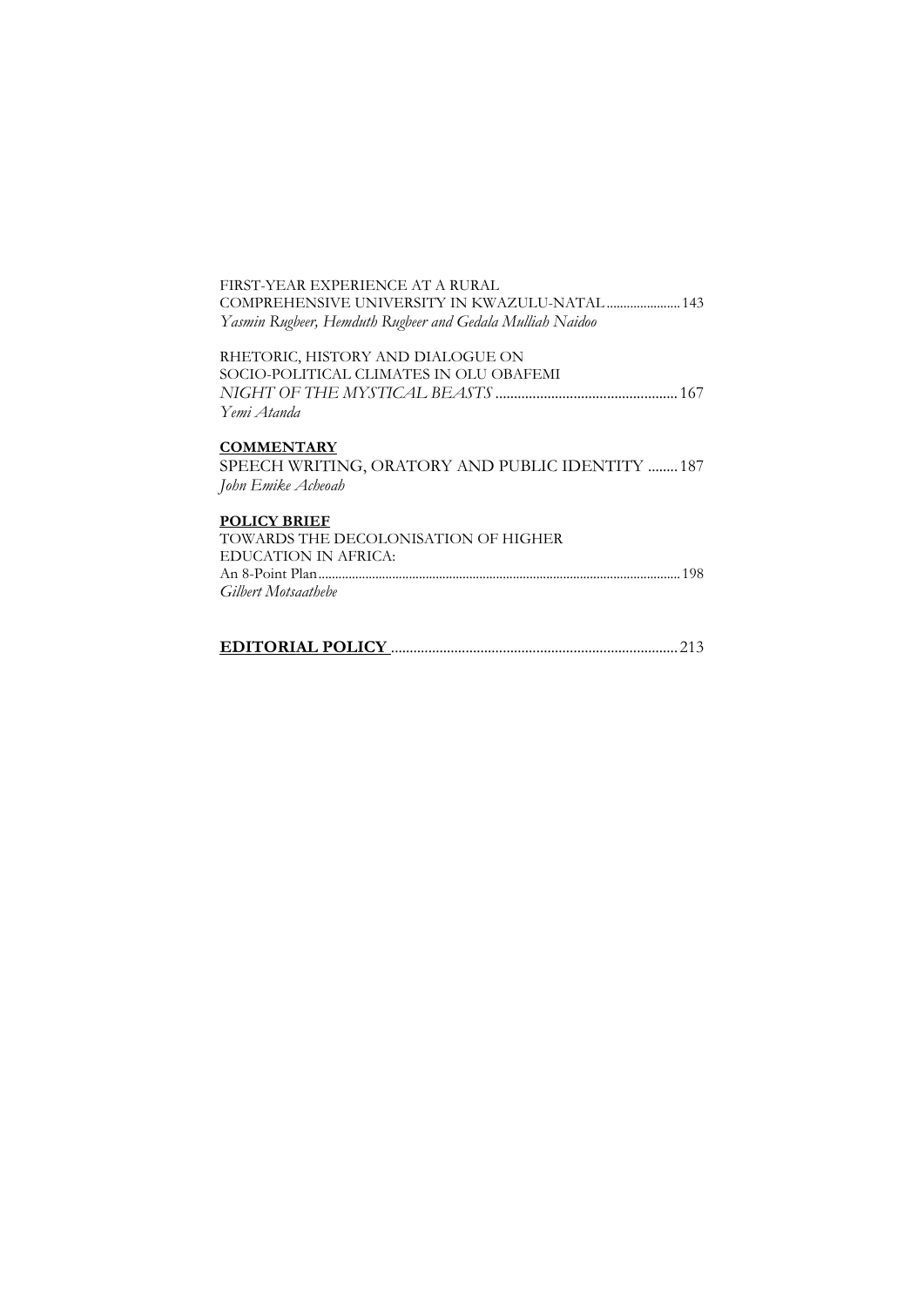FIRST-YEAR EXPERIENCE AT A RURAL COMPREHENSIVE UNIVERSITY IN KWAZULU-NATAL ...................... 143
*Yasmin Rugbeer, Hemduth Rugbeer and Gedala Mulliah Naidoo*

RHETORIC, HISTORY AND DIALOGUE ON SOCIO-POLITICAL CLIMATES IN OLU OBAFEMI *NIGHT OF THE MYSTICAL BEASTS* ................................................ 167
*Yemi Atanda*

**COMMENTARY**

SPEECH WRITING, ORATORY AND PUBLIC IDENTITY ........ 187
*John Emike Acheoah*

**POLICY BRIEF**

TOWARDS THE DECOLONISATION OF HIGHER EDUCATION IN AFRICA:
An 8-Point Plan ........................................................................................................ 198
*Gilbert Motsaathebe*

**EDITORIAL POLICY** ............................................................................ 213